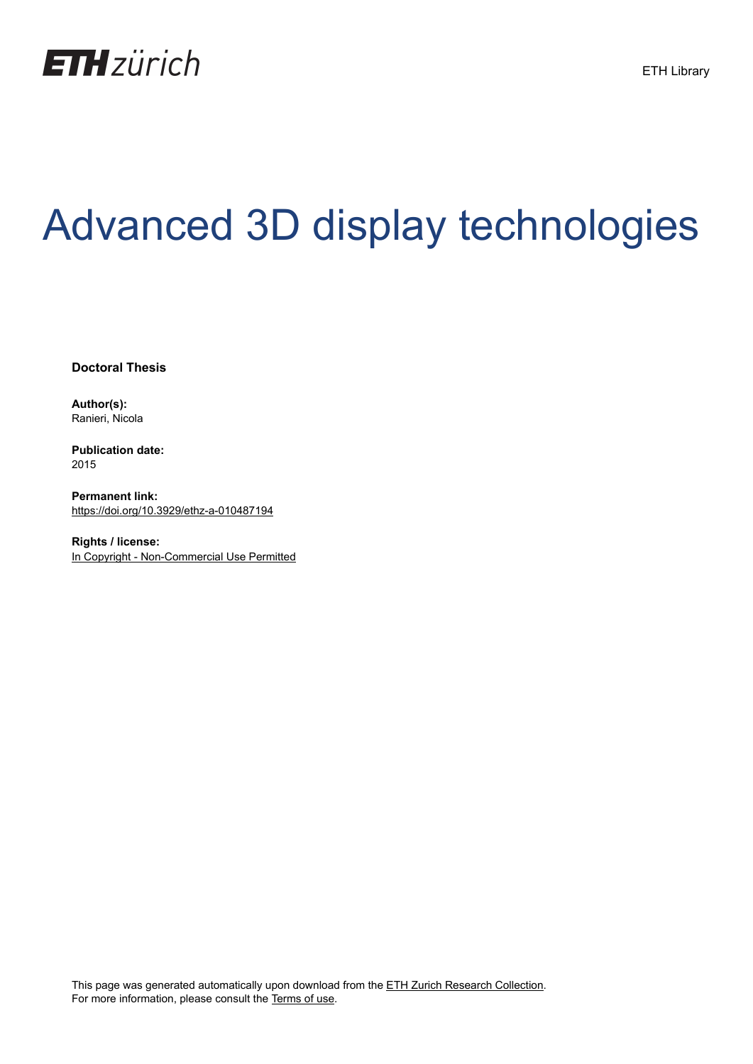ETH zürich

ETH Library

# Advanced 3D display technologies

**Doctoral Thesis**

**Author(s):**
Ranieri, Nicola

**Publication date:**
2015

**Permanent link:**
https://doi.org/10.3929/ethz-a-010487194

**Rights / license:**
In Copyright - Non-Commercial Use Permitted

This page was generated automatically upon download from the ETH Zurich Research Collection.
For more information, please consult the Terms of use.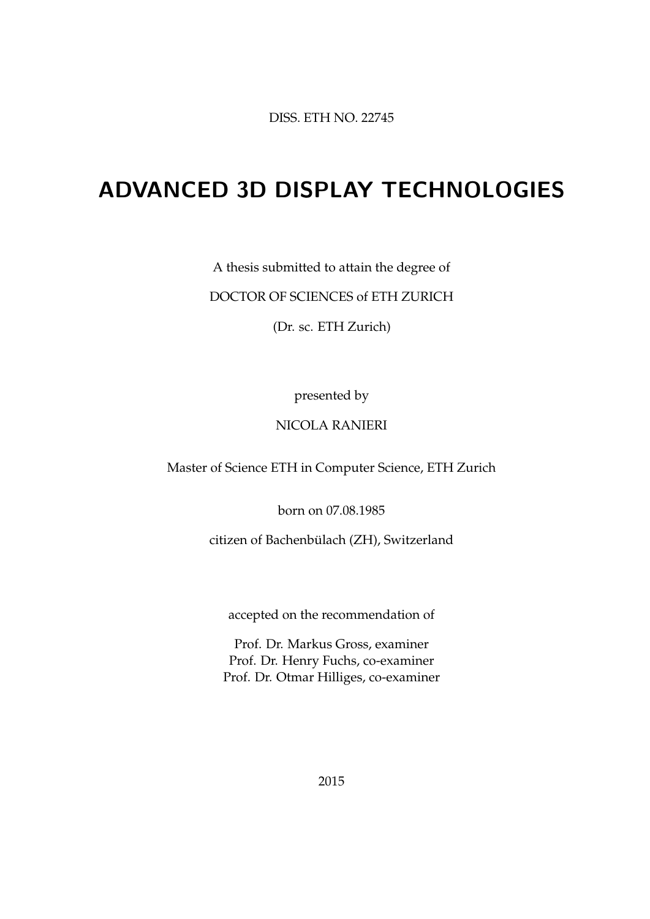DISS. ETH NO. 22745

# ADVANCED 3D DISPLAY TECHNOLOGIES

A thesis submitted to attain the degree of

DOCTOR OF SCIENCES of ETH ZURICH

(Dr. sc. ETH Zurich)

presented by

NICOLA RANIERI

Master of Science ETH in Computer Science, ETH Zurich

born on 07.08.1985

citizen of Bachenbülach (ZH), Switzerland

accepted on the recommendation of

Prof. Dr. Markus Gross, examiner
Prof. Dr. Henry Fuchs, co-examiner
Prof. Dr. Otmar Hilliges, co-examiner

2015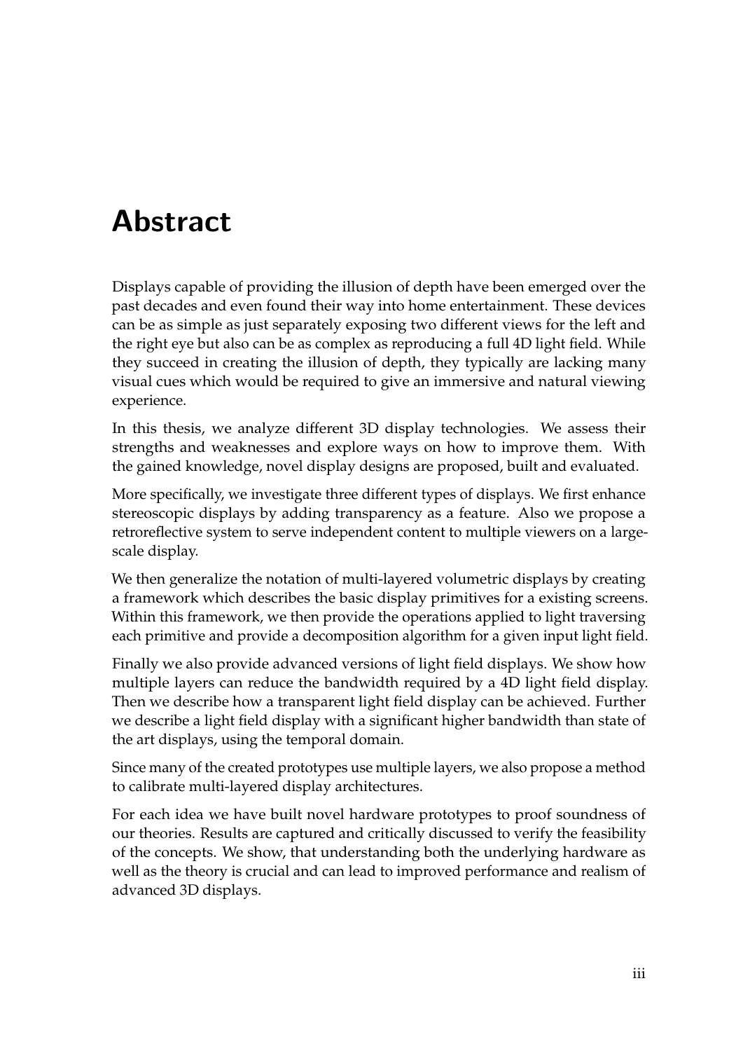# Abstract

Displays capable of providing the illusion of depth have been emerged over the past decades and even found their way into home entertainment. These devices can be as simple as just separately exposing two different views for the left and the right eye but also can be as complex as reproducing a full 4D light field. While they succeed in creating the illusion of depth, they typically are lacking many visual cues which would be required to give an immersive and natural viewing experience.

In this thesis, we analyze different 3D display technologies. We assess their strengths and weaknesses and explore ways on how to improve them. With the gained knowledge, novel display designs are proposed, built and evaluated.

More specifically, we investigate three different types of displays. We first enhance stereoscopic displays by adding transparency as a feature. Also we propose a retroreflective system to serve independent content to multiple viewers on a large-scale display.

We then generalize the notation of multi-layered volumetric displays by creating a framework which describes the basic display primitives for a existing screens. Within this framework, we then provide the operations applied to light traversing each primitive and provide a decomposition algorithm for a given input light field.

Finally we also provide advanced versions of light field displays. We show how multiple layers can reduce the bandwidth required by a 4D light field display. Then we describe how a transparent light field display can be achieved. Further we describe a light field display with a significant higher bandwidth than state of the art displays, using the temporal domain.

Since many of the created prototypes use multiple layers, we also propose a method to calibrate multi-layered display architectures.

For each idea we have built novel hardware prototypes to proof soundness of our theories. Results are captured and critically discussed to verify the feasibility of the concepts. We show, that understanding both the underlying hardware as well as the theory is crucial and can lead to improved performance and realism of advanced 3D displays.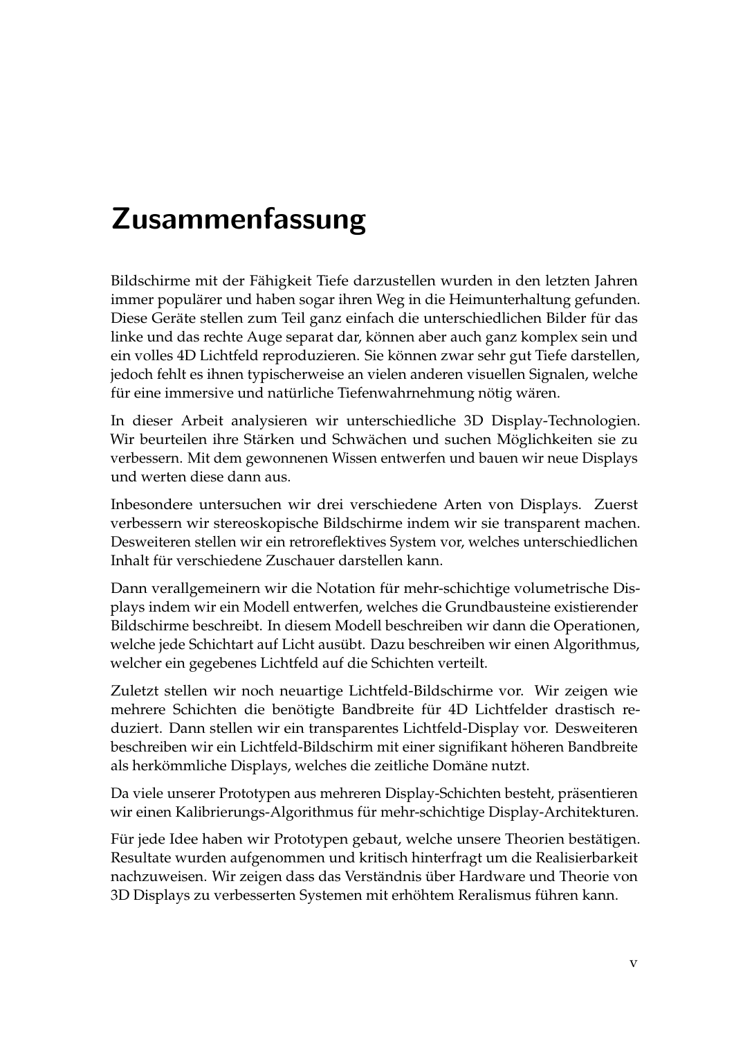# Zusammenfassung

Bildschirme mit der Fähigkeit Tiefe darzustellen wurden in den letzten Jahren immer populärer und haben sogar ihren Weg in die Heimunterhaltung gefunden. Diese Geräte stellen zum Teil ganz einfach die unterschiedlichen Bilder für das linke und das rechte Auge separat dar, können aber auch ganz komplex sein und ein volles 4D Lichtfeld reproduzieren. Sie können zwar sehr gut Tiefe darstellen, jedoch fehlt es ihnen typischerweise an vielen anderen visuellen Signalen, welche für eine immersive und natürliche Tiefenwahrnehmung nötig wären.

In dieser Arbeit analysieren wir unterschiedliche 3D Display-Technologien. Wir beurteilen ihre Stärken und Schwächen und suchen Möglichkeiten sie zu verbessern. Mit dem gewonnenen Wissen entwerfen und bauen wir neue Displays und werten diese dann aus.

Inbesondere untersuchen wir drei verschiedene Arten von Displays. Zuerst verbessern wir stereoskopische Bildschirme indem wir sie transparent machen. Desweiteren stellen wir ein retroreflektives System vor, welches unterschiedlichen Inhalt für verschiedene Zuschauer darstellen kann.

Dann verallgemeinern wir die Notation für mehr-schichtige volumetrische Displays indem wir ein Modell entwerfen, welches die Grundbausteine existierender Bildschirme beschreibt. In diesem Modell beschreiben wir dann die Operationen, welche jede Schichtart auf Licht ausübt. Dazu beschreiben wir einen Algorithmus, welcher ein gegebenes Lichtfeld auf die Schichten verteilt.

Zuletzt stellen wir noch neuartige Lichtfeld-Bildschirme vor. Wir zeigen wie mehrere Schichten die benötigte Bandbreite für 4D Lichtfelder drastisch reduziert. Dann stellen wir ein transparentes Lichtfeld-Display vor. Desweiteren beschreiben wir ein Lichtfeld-Bildschirm mit einer signifikant höheren Bandbreite als herkömmliche Displays, welches die zeitliche Domäne nutzt.

Da viele unserer Prototypen aus mehreren Display-Schichten besteht, präsentieren wir einen Kalibrierungs-Algorithmus für mehr-schichtige Display-Architekturen.

Für jede Idee haben wir Prototypen gebaut, welche unsere Theorien bestätigen. Resultate wurden aufgenommen und kritisch hinterfragt um die Realisierbarkeit nachzuweisen. Wir zeigen dass das Verständnis über Hardware und Theorie von 3D Displays zu verbesserten Systemen mit erhöhtem Reralismus führen kann.